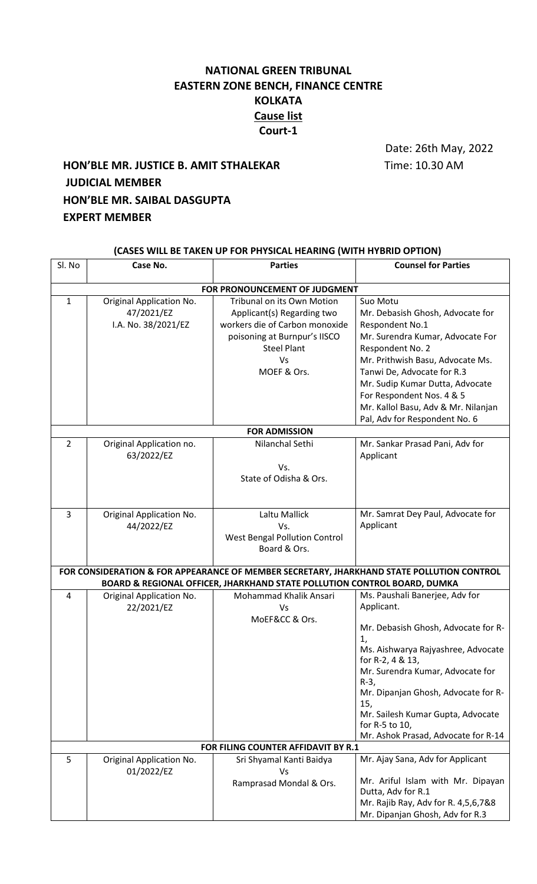# NATIONAL GREEN TRIBUNAL
# EASTERN ZONE BENCH, FINANCE CENTRE
# KOLKATA
## Cause list
## Court-1

Date: 26th May, 2022
Time: 10.30 AM

**HON'BLE MR. JUSTICE B. AMIT STHALEKAR**
**JUDICIAL MEMBER**
**HON'BLE MR. SAIBAL DASGUPTA**
**EXPERT MEMBER**

**(CASES WILL BE TAKEN UP FOR PHYSICAL HEARING (WITH HYBRID OPTION)**

| Sl. No | Case No. | Parties | Counsel for Parties |
|---|---|---|---|
| **FOR PRONOUNCEMENT OF JUDGMENT** | | | |
| 1 | Original Application No. 47/2021/EZ<br>I.A. No. 38/2021/EZ | Tribunal on its Own Motion Applicant(s) Regarding two workers die of Carbon monoxide poisoning at Burnpur's IISCO Steel Plant<br>Vs<br>MOEF & Ors. | Suo Motu<br>Mr. Debasish Ghosh, Advocate for Respondent No.1<br>Mr. Surendra Kumar, Advocate For Respondent No. 2<br>Mr. Prithwish Basu, Advocate Ms. Tanwi De, Advocate for R.3<br>Mr. Sudip Kumar Dutta, Advocate For Respondent Nos. 4 & 5<br>Mr. Kallol Basu, Adv & Mr. Nilanjan Pal, Adv for Respondent No. 6 |
| **FOR ADMISSION** | | | |
| 2 | Original Application no. 63/2022/EZ | Nilanchal Sethi<br>Vs.<br>State of Odisha & Ors. | Mr. Sankar Prasad Pani, Adv for Applicant |
| 3 | Original Application No. 44/2022/EZ | Laltu Mallick<br>Vs.<br>West Bengal Pollution Control Board & Ors. | Mr. Samrat Dey Paul, Advocate for Applicant |
| **FOR CONSIDERATION & FOR APPEARANCE OF MEMBER SECRETARY, JHARKHAND STATE POLLUTION CONTROL BOARD & REGIONAL OFFICER, JHARKHAND STATE POLLUTION CONTROL BOARD, DUMKA** | | | |
| 4 | Original Application No. 22/2021/EZ | Mohammad Khalik Ansari<br>Vs<br>MoEF&CC & Ors. | Ms. Paushali Banerjee, Adv for Applicant.<br>Mr. Debasish Ghosh, Advocate for R-1,<br>Ms. Aishwarya Rajyashree, Advocate for R-2, 4 & 13,<br>Mr. Surendra Kumar, Advocate for R-3,<br>Mr. Dipanjan Ghosh, Advocate for R-15,<br>Mr. Sailesh Kumar Gupta, Advocate for R-5 to 10,<br>Mr. Ashok Prasad, Advocate for R-14 |
| **FOR FILING COUNTER AFFIDAVIT BY R.1** | | | |
| 5 | Original Application No. 01/2022/EZ | Sri Shyamal Kanti Baidya<br>Vs<br>Ramprasad Mondal & Ors. | Mr. Ajay Sana, Adv for Applicant<br>Mr. Ariful Islam with Mr. Dipayan Dutta, Adv for R.1<br>Mr. Rajib Ray, Adv for R. 4,5,6,7&8<br>Mr. Dipanjan Ghosh, Adv for R.3 |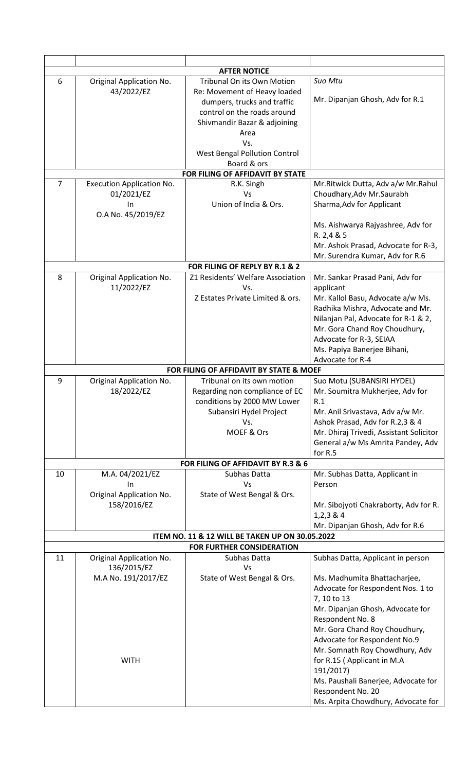| | | | |
|---|---|---|---|
| | | | |
| | **AFTER NOTICE** | | |
| 6 | Original Application No. 43/2022/EZ | Tribunal On its Own Motion<br>Re: Movement of Heavy loaded dumpers, trucks and traffic control on the roads around Shivmandir Bazar & adjoining Area<br>Vs.<br>West Bengal Pollution Control Board & ors | *Suo Mtu*<br><br>Mr. Dipanjan Ghosh, Adv for R.1 |
| | **FOR FILING OF AFFIDAVIT BY STATE** | | |
| 7 | Execution Application No. 01/2021/EZ<br>In<br>O.A No. 45/2019/EZ | R.K. Singh<br>Vs<br>Union of India & Ors. | Mr.Ritwick Dutta, Adv a/w Mr.Rahul Choudhary,Adv Mr.Saurabh Sharma,Adv for Applicant<br><br>Ms. Aishwarya Rajyashree, Adv for R. 2,4 & 5<br>Mr. Ashok Prasad, Advocate for R-3,<br>Mr. Surendra Kumar, Adv for R.6 |
| | **FOR FILING OF REPLY BY R.1 & 2** | | |
| 8 | Original Application No. 11/2022/EZ | Z1 Residents' Welfare Association<br>Vs.<br>Z Estates Private Limited & ors. | Mr. Sankar Prasad Pani, Adv for applicant<br>Mr. Kallol Basu, Advocate a/w Ms. Radhika Mishra, Advocate and Mr. Nilanjan Pal, Advocate for R-1 & 2,<br>Mr. Gora Chand Roy Choudhury, Advocate for R-3, SEIAA<br>Ms. Papiya Banerjee Bihani, Advocate for R-4 |
| | **FOR FILING OF AFFIDAVIT BY STATE & MOEF** | | |
| 9 | Original Application No. 18/2022/EZ | Tribunal on its own motion<br>Regarding non compliance of EC conditions by 2000 MW Lower Subansiri Hydel Project<br>Vs.<br>MOEF & Ors | Suo Motu (SUBANSIRI HYDEL)<br>Mr. Soumitra Mukherjee, Adv for R.1<br>Mr. Anil Srivastava, Adv a/w Mr. Ashok Prasad, Adv for R.2,3 & 4<br>Mr. Dhiraj Trivedi, Assistant Solicitor General a/w Ms Amrita Pandey, Adv for R.5 |
| | **FOR FILING OF AFFIDAVIT BY R.3 & 6** | | |
| 10 | M.A. 04/2021/EZ<br>In<br>Original Application No. 158/2016/EZ | Subhas Datta<br>Vs<br>State of West Bengal & Ors. | Mr. Subhas Datta, Applicant in Person<br><br>Mr. Sibojyoti Chakraborty, Adv for R. 1,2,3 & 4<br>Mr. Dipanjan Ghosh, Adv for R.6 |
| | **ITEM NO. 11 & 12 WILL BE TAKEN UP ON 30.05.2022** | | |
| | **FOR FURTHER CONSIDERATION** | | |
| 11 | Original Application No. 136/2015/EZ<br>M.A No. 191/2017/EZ<br><br><br><br><br>WITH | Subhas Datta<br>Vs<br>State of West Bengal & Ors. | Subhas Datta, Applicant in person<br><br>Ms. Madhumita Bhattacharjee, Advocate for Respondent Nos. 1 to 7, 10 to 13<br>Mr. Dipanjan Ghosh, Advocate for Respondent No. 8<br>Mr. Gora Chand Roy Choudhury, Advocate for Respondent No.9<br>Mr. Somnath Roy Chowdhury, Adv for R.15 ( Applicant in M.A 191/2017)<br>Ms. Paushali Banerjee, Advocate for Respondent No. 20<br>Ms. Arpita Chowdhury, Advocate for |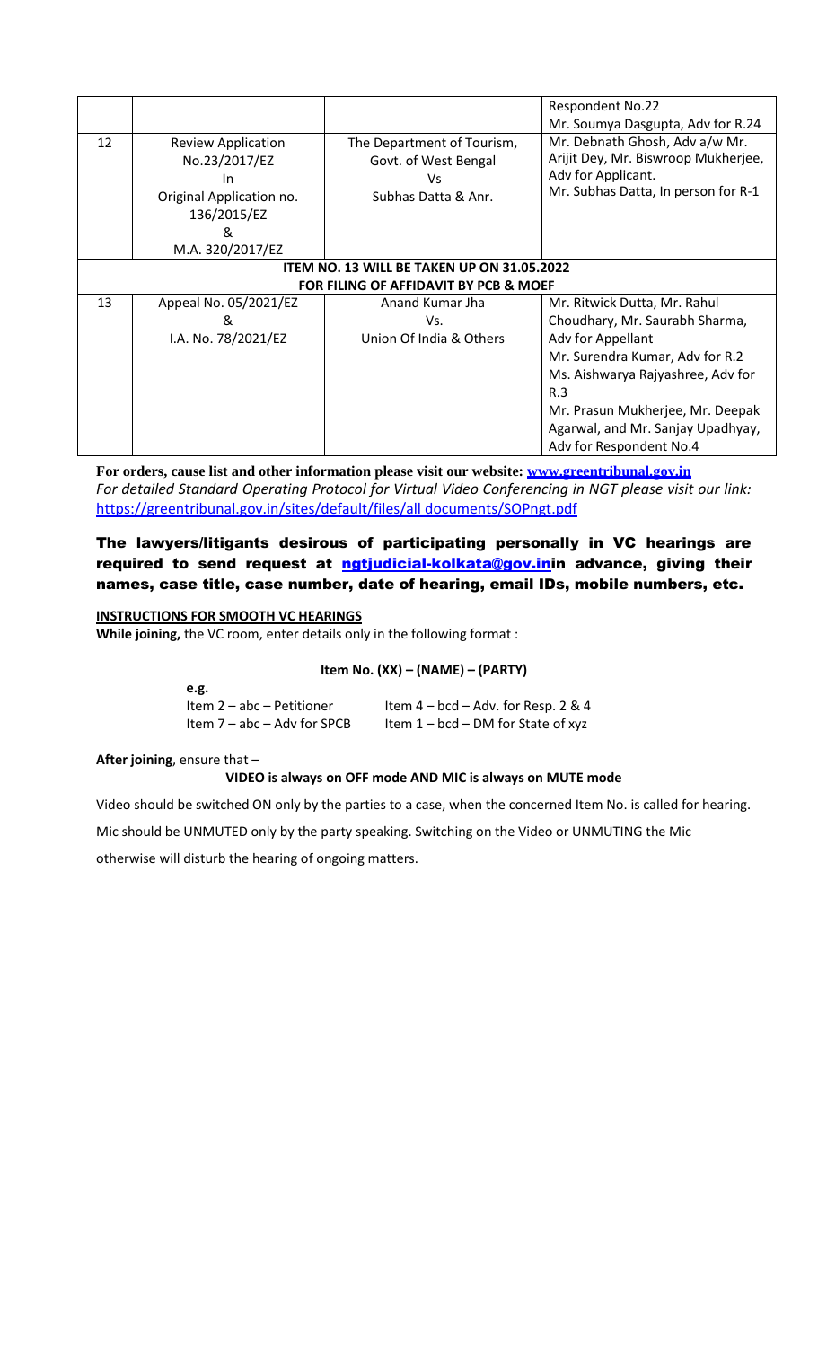| | | | |
|---|---|---|---|
| | | | Respondent No.22<br>Mr. Soumya Dasgupta, Adv for R.24 |
| 12 | Review Application No.23/2017/EZ<br>In<br>Original Application no. 136/2015/EZ<br>&<br>M.A. 320/2017/EZ | The Department of Tourism, Govt. of West Bengal<br>Vs<br>Subhas Datta & Anr. | Mr. Debnath Ghosh, Adv a/w Mr. Arijit Dey, Mr. Biswroop Mukherjee, Adv for Applicant.<br>Mr. Subhas Datta, In person for R-1 |
| **ITEM NO. 13 WILL BE TAKEN UP ON 31.05.2022** | | | |
| **FOR FILING OF AFFIDAVIT BY PCB & MOEF** | | | |
| 13 | Appeal No. 05/2021/EZ<br>&<br>I.A. No. 78/2021/EZ | Anand Kumar Jha<br>Vs.<br>Union Of India & Others | Mr. Ritwick Dutta, Mr. Rahul Choudhary, Mr. Saurabh Sharma, Adv for Appellant<br>Mr. Surendra Kumar, Adv for R.2<br>Ms. Aishwarya Rajyashree, Adv for R.3<br>Mr. Prasun Mukherjee, Mr. Deepak Agarwal, and Mr. Sanjay Upadhyay, Adv for Respondent No.4 |

**For orders, cause list and other information please visit our website: www.greentribunal.gov.in**

*For detailed Standard Operating Protocol for Virtual Video Conferencing in NGT please visit our link:* https://greentribunal.gov.in/sites/default/files/all documents/SOPngt.pdf

**The lawyers/litigants desirous of participating personally in VC hearings are required to send request at ngtjudicial-kolkata@gov.in in advance, giving their names, case title, case number, date of hearing, email IDs, mobile numbers, etc.**

**INSTRUCTIONS FOR SMOOTH VC HEARINGS**

**While joining,** the VC room, enter details only in the following format :

**Item No. (XX) – (NAME) – (PARTY)**

**e.g.**

Item 2 – abc – Petitioner    Item 4 – bcd – Adv. for Resp. 2 & 4

Item 7 – abc – Adv for SPCB    Item 1 – bcd – DM for State of xyz

**After joining**, ensure that –

**VIDEO is always on OFF mode AND MIC is always on MUTE mode**

Video should be switched ON only by the parties to a case, when the concerned Item No. is called for hearing.

Mic should be UNMUTED only by the party speaking. Switching on the Video or UNMUTING the Mic otherwise will disturb the hearing of ongoing matters.